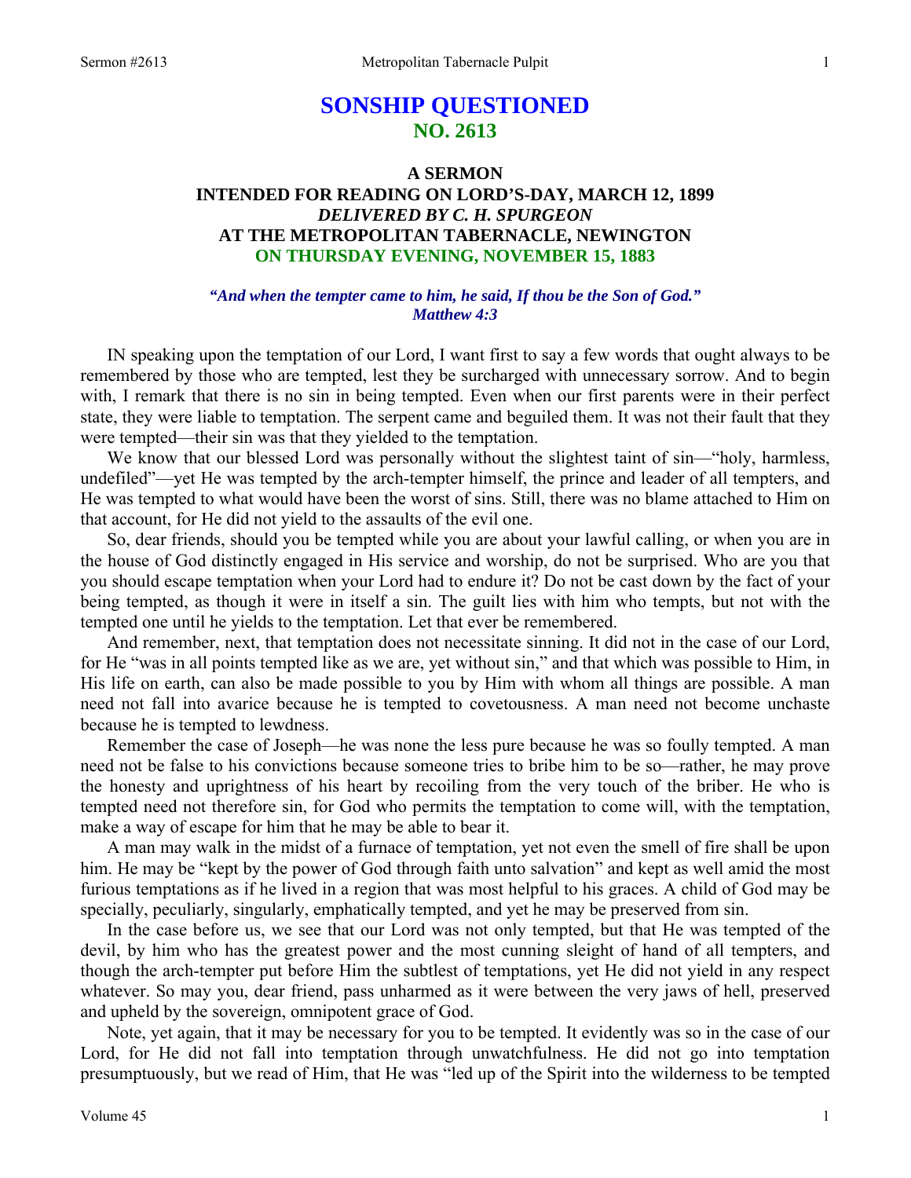# SONSHIP QUESTIONED
## NO. 2613

### A SERMON
### INTENDED FOR READING ON LORD'S-DAY, MARCH 12, 1899
### *DELIVERED BY C. H. SPURGEON*
### AT THE METROPOLITAN TABERNACLE, NEWINGTON
### ON THURSDAY EVENING, NOVEMBER 15, 1883

*"And when the tempter came to him, he said, If thou be the Son of God." Matthew 4:3*

IN speaking upon the temptation of our Lord, I want first to say a few words that ought always to be remembered by those who are tempted, lest they be surcharged with unnecessary sorrow. And to begin with, I remark that there is no sin in being tempted. Even when our first parents were in their perfect state, they were liable to temptation. The serpent came and beguiled them. It was not their fault that they were tempted—their sin was that they yielded to the temptation.

We know that our blessed Lord was personally without the slightest taint of sin—"holy, harmless, undefiled"—yet He was tempted by the arch-tempter himself, the prince and leader of all tempters, and He was tempted to what would have been the worst of sins. Still, there was no blame attached to Him on that account, for He did not yield to the assaults of the evil one.

So, dear friends, should you be tempted while you are about your lawful calling, or when you are in the house of God distinctly engaged in His service and worship, do not be surprised. Who are you that you should escape temptation when your Lord had to endure it? Do not be cast down by the fact of your being tempted, as though it were in itself a sin. The guilt lies with him who tempts, but not with the tempted one until he yields to the temptation. Let that ever be remembered.

And remember, next, that temptation does not necessitate sinning. It did not in the case of our Lord, for He "was in all points tempted like as we are, yet without sin," and that which was possible to Him, in His life on earth, can also be made possible to you by Him with whom all things are possible. A man need not fall into avarice because he is tempted to covetousness. A man need not become unchaste because he is tempted to lewdness.

Remember the case of Joseph—he was none the less pure because he was so foully tempted. A man need not be false to his convictions because someone tries to bribe him to be so—rather, he may prove the honesty and uprightness of his heart by recoiling from the very touch of the briber. He who is tempted need not therefore sin, for God who permits the temptation to come will, with the temptation, make a way of escape for him that he may be able to bear it.

A man may walk in the midst of a furnace of temptation, yet not even the smell of fire shall be upon him. He may be "kept by the power of God through faith unto salvation" and kept as well amid the most furious temptations as if he lived in a region that was most helpful to his graces. A child of God may be specially, peculiarly, singularly, emphatically tempted, and yet he may be preserved from sin.

In the case before us, we see that our Lord was not only tempted, but that He was tempted of the devil, by him who has the greatest power and the most cunning sleight of hand of all tempters, and though the arch-tempter put before Him the subtlest of temptations, yet He did not yield in any respect whatever. So may you, dear friend, pass unharmed as it were between the very jaws of hell, preserved and upheld by the sovereign, omnipotent grace of God.

Note, yet again, that it may be necessary for you to be tempted. It evidently was so in the case of our Lord, for He did not fall into temptation through unwatchfulness. He did not go into temptation presumptuously, but we read of Him, that He was "led up of the Spirit into the wilderness to be tempted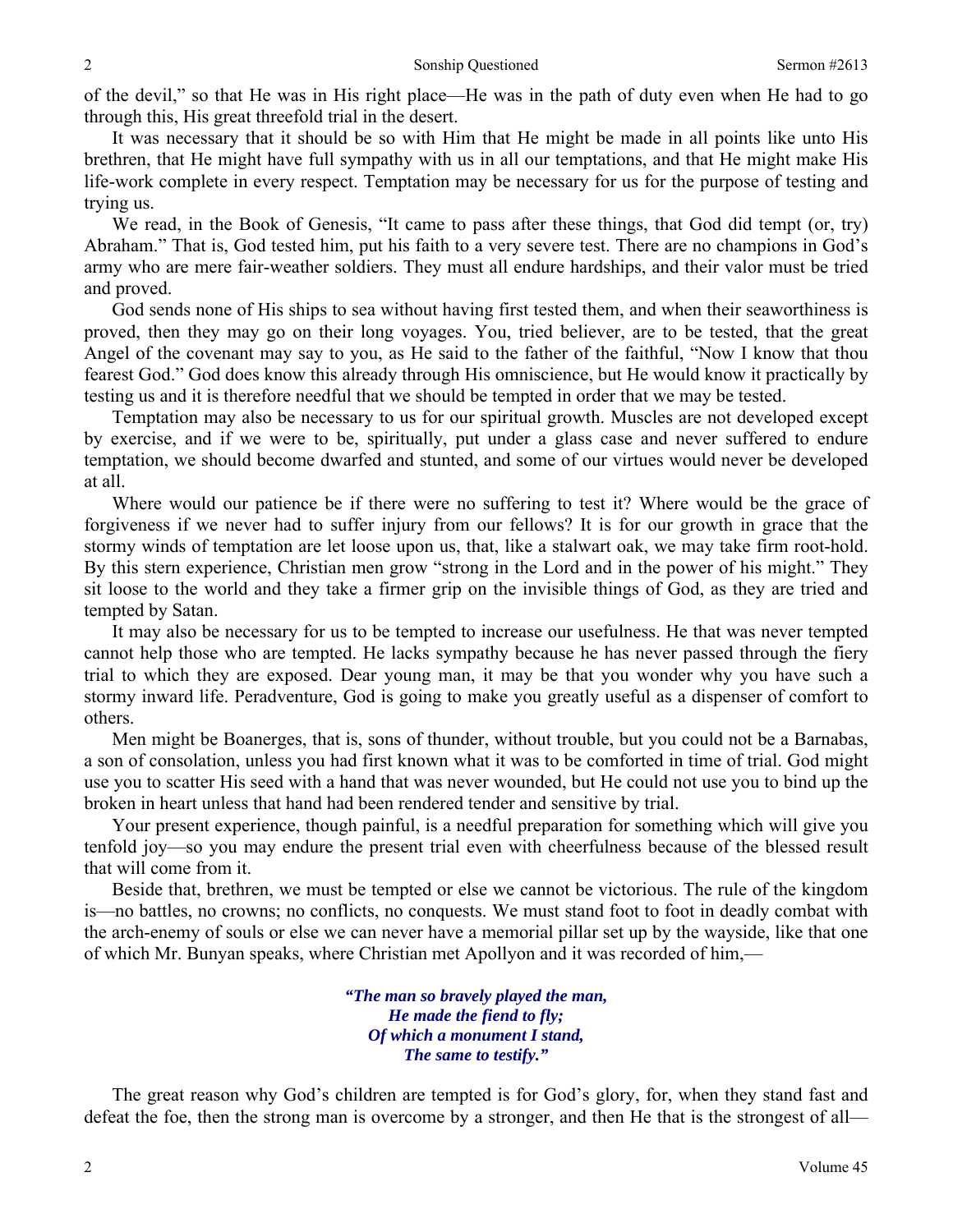of the devil," so that He was in His right place—He was in the path of duty even when He had to go through this, His great threefold trial in the desert.

It was necessary that it should be so with Him that He might be made in all points like unto His brethren, that He might have full sympathy with us in all our temptations, and that He might make His life-work complete in every respect. Temptation may be necessary for us for the purpose of testing and trying us.

We read, in the Book of Genesis, "It came to pass after these things, that God did tempt (or, try) Abraham." That is, God tested him, put his faith to a very severe test. There are no champions in God's army who are mere fair-weather soldiers. They must all endure hardships, and their valor must be tried and proved.

God sends none of His ships to sea without having first tested them, and when their seaworthiness is proved, then they may go on their long voyages. You, tried believer, are to be tested, that the great Angel of the covenant may say to you, as He said to the father of the faithful, "Now I know that thou fearest God." God does know this already through His omniscience, but He would know it practically by testing us and it is therefore needful that we should be tempted in order that we may be tested.

Temptation may also be necessary to us for our spiritual growth. Muscles are not developed except by exercise, and if we were to be, spiritually, put under a glass case and never suffered to endure temptation, we should become dwarfed and stunted, and some of our virtues would never be developed at all.

Where would our patience be if there were no suffering to test it? Where would be the grace of forgiveness if we never had to suffer injury from our fellows? It is for our growth in grace that the stormy winds of temptation are let loose upon us, that, like a stalwart oak, we may take firm root-hold. By this stern experience, Christian men grow "strong in the Lord and in the power of his might." They sit loose to the world and they take a firmer grip on the invisible things of God, as they are tried and tempted by Satan.

It may also be necessary for us to be tempted to increase our usefulness. He that was never tempted cannot help those who are tempted. He lacks sympathy because he has never passed through the fiery trial to which they are exposed. Dear young man, it may be that you wonder why you have such a stormy inward life. Peradventure, God is going to make you greatly useful as a dispenser of comfort to others.

Men might be Boanerges, that is, sons of thunder, without trouble, but you could not be a Barnabas, a son of consolation, unless you had first known what it was to be comforted in time of trial. God might use you to scatter His seed with a hand that was never wounded, but He could not use you to bind up the broken in heart unless that hand had been rendered tender and sensitive by trial.

Your present experience, though painful, is a needful preparation for something which will give you tenfold joy—so you may endure the present trial even with cheerfulness because of the blessed result that will come from it.

Beside that, brethren, we must be tempted or else we cannot be victorious. The rule of the kingdom is—no battles, no crowns; no conflicts, no conquests. We must stand foot to foot in deadly combat with the arch-enemy of souls or else we can never have a memorial pillar set up by the wayside, like that one of which Mr. Bunyan speaks, where Christian met Apollyon and it was recorded of him,—

> ***"The man so bravely played the man,***
> ***He made the fiend to fly;***
> ***Of which a monument I stand,***
> ***The same to testify."***

The great reason why God's children are tempted is for God's glory, for, when they stand fast and defeat the foe, then the strong man is overcome by a stronger, and then He that is the strongest of all—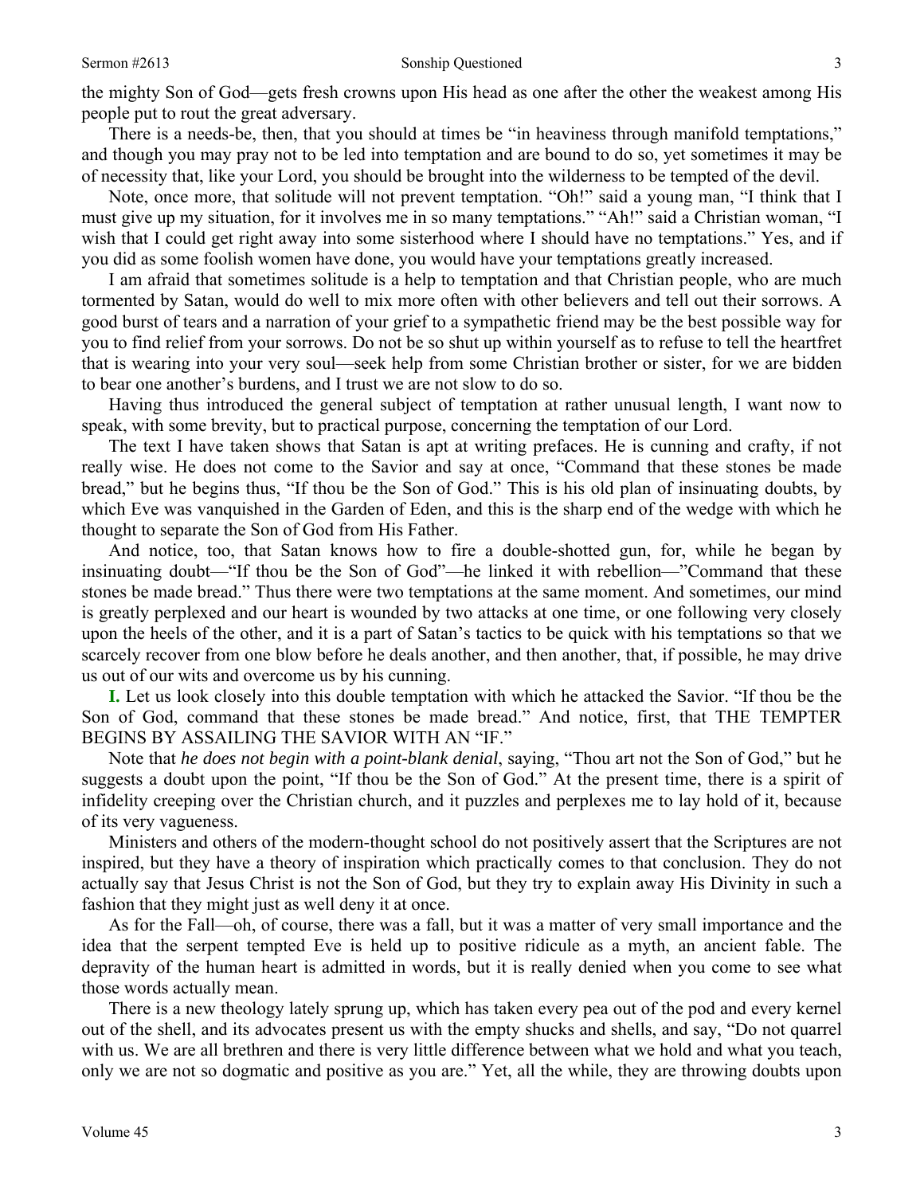the mighty Son of God—gets fresh crowns upon His head as one after the other the weakest among His people put to rout the great adversary.

There is a needs-be, then, that you should at times be "in heaviness through manifold temptations," and though you may pray not to be led into temptation and are bound to do so, yet sometimes it may be of necessity that, like your Lord, you should be brought into the wilderness to be tempted of the devil.

Note, once more, that solitude will not prevent temptation. "Oh!" said a young man, "I think that I must give up my situation, for it involves me in so many temptations." "Ah!" said a Christian woman, "I wish that I could get right away into some sisterhood where I should have no temptations." Yes, and if you did as some foolish women have done, you would have your temptations greatly increased.

I am afraid that sometimes solitude is a help to temptation and that Christian people, who are much tormented by Satan, would do well to mix more often with other believers and tell out their sorrows. A good burst of tears and a narration of your grief to a sympathetic friend may be the best possible way for you to find relief from your sorrows. Do not be so shut up within yourself as to refuse to tell the heartfret that is wearing into your very soul—seek help from some Christian brother or sister, for we are bidden to bear one another's burdens, and I trust we are not slow to do so.

Having thus introduced the general subject of temptation at rather unusual length, I want now to speak, with some brevity, but to practical purpose, concerning the temptation of our Lord.

The text I have taken shows that Satan is apt at writing prefaces. He is cunning and crafty, if not really wise. He does not come to the Savior and say at once, "Command that these stones be made bread," but he begins thus, "If thou be the Son of God." This is his old plan of insinuating doubts, by which Eve was vanquished in the Garden of Eden, and this is the sharp end of the wedge with which he thought to separate the Son of God from His Father.

And notice, too, that Satan knows how to fire a double-shotted gun, for, while he began by insinuating doubt—"If thou be the Son of God"—he linked it with rebellion—"Command that these stones be made bread." Thus there were two temptations at the same moment. And sometimes, our mind is greatly perplexed and our heart is wounded by two attacks at one time, or one following very closely upon the heels of the other, and it is a part of Satan's tactics to be quick with his temptations so that we scarcely recover from one blow before he deals another, and then another, that, if possible, he may drive us out of our wits and overcome us by his cunning.

**I.** Let us look closely into this double temptation with which he attacked the Savior. "If thou be the Son of God, command that these stones be made bread." And notice, first, that THE TEMPTER BEGINS BY ASSAILING THE SAVIOR WITH AN "IF."

Note that *he does not begin with a point-blank denial*, saying, "Thou art not the Son of God," but he suggests a doubt upon the point, "If thou be the Son of God." At the present time, there is a spirit of infidelity creeping over the Christian church, and it puzzles and perplexes me to lay hold of it, because of its very vagueness.

Ministers and others of the modern-thought school do not positively assert that the Scriptures are not inspired, but they have a theory of inspiration which practically comes to that conclusion. They do not actually say that Jesus Christ is not the Son of God, but they try to explain away His Divinity in such a fashion that they might just as well deny it at once.

As for the Fall—oh, of course, there was a fall, but it was a matter of very small importance and the idea that the serpent tempted Eve is held up to positive ridicule as a myth, an ancient fable. The depravity of the human heart is admitted in words, but it is really denied when you come to see what those words actually mean.

There is a new theology lately sprung up, which has taken every pea out of the pod and every kernel out of the shell, and its advocates present us with the empty shucks and shells, and say, "Do not quarrel with us. We are all brethren and there is very little difference between what we hold and what you teach, only we are not so dogmatic and positive as you are." Yet, all the while, they are throwing doubts upon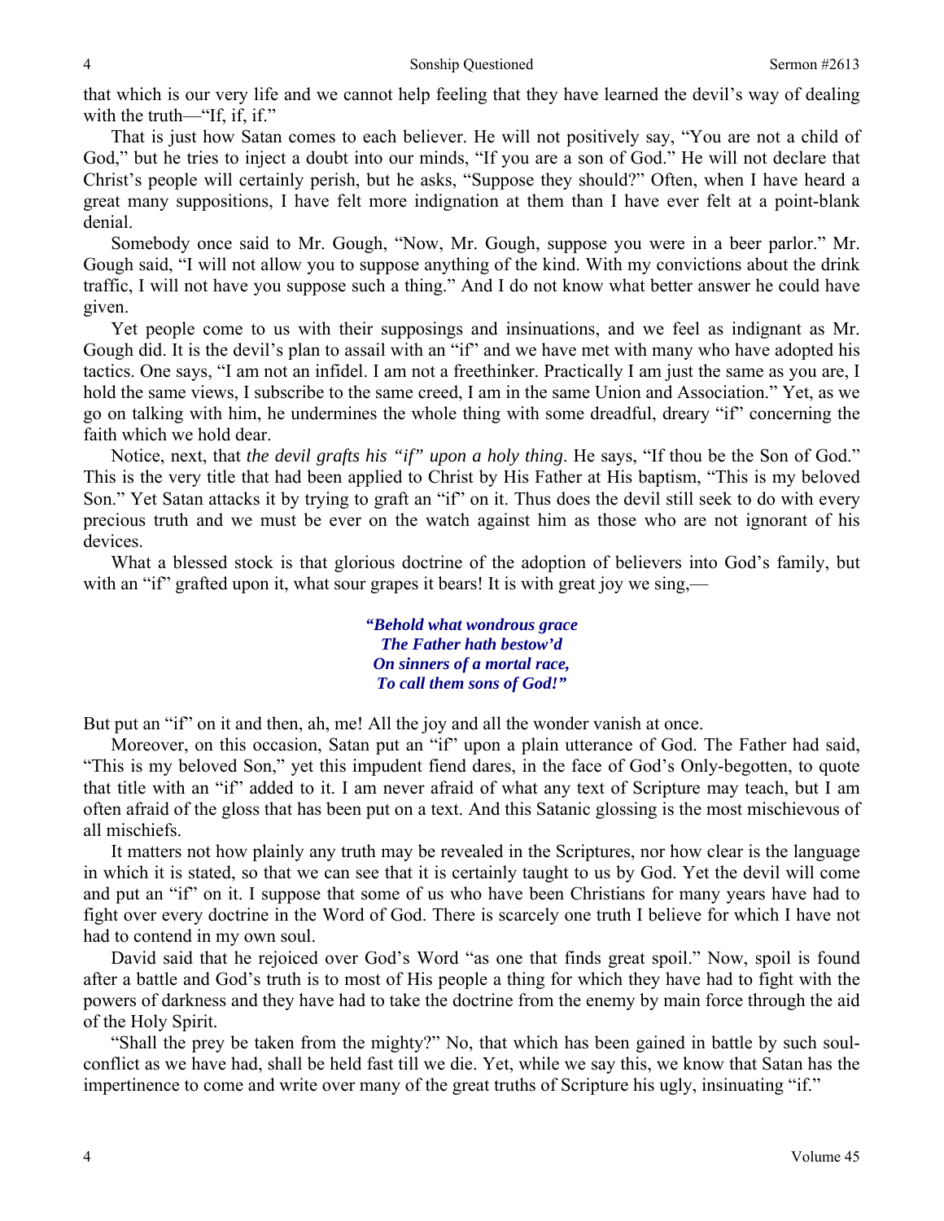that which is our very life and we cannot help feeling that they have learned the devil's way of dealing with the truth—"If, if, if."

That is just how Satan comes to each believer. He will not positively say, "You are not a child of God," but he tries to inject a doubt into our minds, "If you are a son of God." He will not declare that Christ's people will certainly perish, but he asks, "Suppose they should?" Often, when I have heard a great many suppositions, I have felt more indignation at them than I have ever felt at a point-blank denial.

Somebody once said to Mr. Gough, "Now, Mr. Gough, suppose you were in a beer parlor." Mr. Gough said, "I will not allow you to suppose anything of the kind. With my convictions about the drink traffic, I will not have you suppose such a thing." And I do not know what better answer he could have given.

Yet people come to us with their supposings and insinuations, and we feel as indignant as Mr. Gough did. It is the devil's plan to assail with an "if" and we have met with many who have adopted his tactics. One says, "I am not an infidel. I am not a freethinker. Practically I am just the same as you are, I hold the same views, I subscribe to the same creed, I am in the same Union and Association." Yet, as we go on talking with him, he undermines the whole thing with some dreadful, dreary "if" concerning the faith which we hold dear.

Notice, next, that *the devil grafts his "if" upon a holy thing*. He says, "If thou be the Son of God." This is the very title that had been applied to Christ by His Father at His baptism, "This is my beloved Son." Yet Satan attacks it by trying to graft an "if" on it. Thus does the devil still seek to do with every precious truth and we must be ever on the watch against him as those who are not ignorant of his devices.

What a blessed stock is that glorious doctrine of the adoption of believers into God's family, but with an "if" grafted upon it, what sour grapes it bears! It is with great joy we sing,—

> ***"Behold what wondrous grace***
> ***The Father hath bestow'd***
> ***On sinners of a mortal race,***
> ***To call them sons of God!"***

But put an "if" on it and then, ah, me! All the joy and all the wonder vanish at once.

Moreover, on this occasion, Satan put an "if" upon a plain utterance of God. The Father had said, "This is my beloved Son," yet this impudent fiend dares, in the face of God's Only-begotten, to quote that title with an "if" added to it. I am never afraid of what any text of Scripture may teach, but I am often afraid of the gloss that has been put on a text. And this Satanic glossing is the most mischievous of all mischiefs.

It matters not how plainly any truth may be revealed in the Scriptures, nor how clear is the language in which it is stated, so that we can see that it is certainly taught to us by God. Yet the devil will come and put an "if" on it. I suppose that some of us who have been Christians for many years have had to fight over every doctrine in the Word of God. There is scarcely one truth I believe for which I have not had to contend in my own soul.

David said that he rejoiced over God's Word "as one that finds great spoil." Now, spoil is found after a battle and God's truth is to most of His people a thing for which they have had to fight with the powers of darkness and they have had to take the doctrine from the enemy by main force through the aid of the Holy Spirit.

"Shall the prey be taken from the mighty?" No, that which has been gained in battle by such soul-conflict as we have had, shall be held fast till we die. Yet, while we say this, we know that Satan has the impertinence to come and write over many of the great truths of Scripture his ugly, insinuating "if."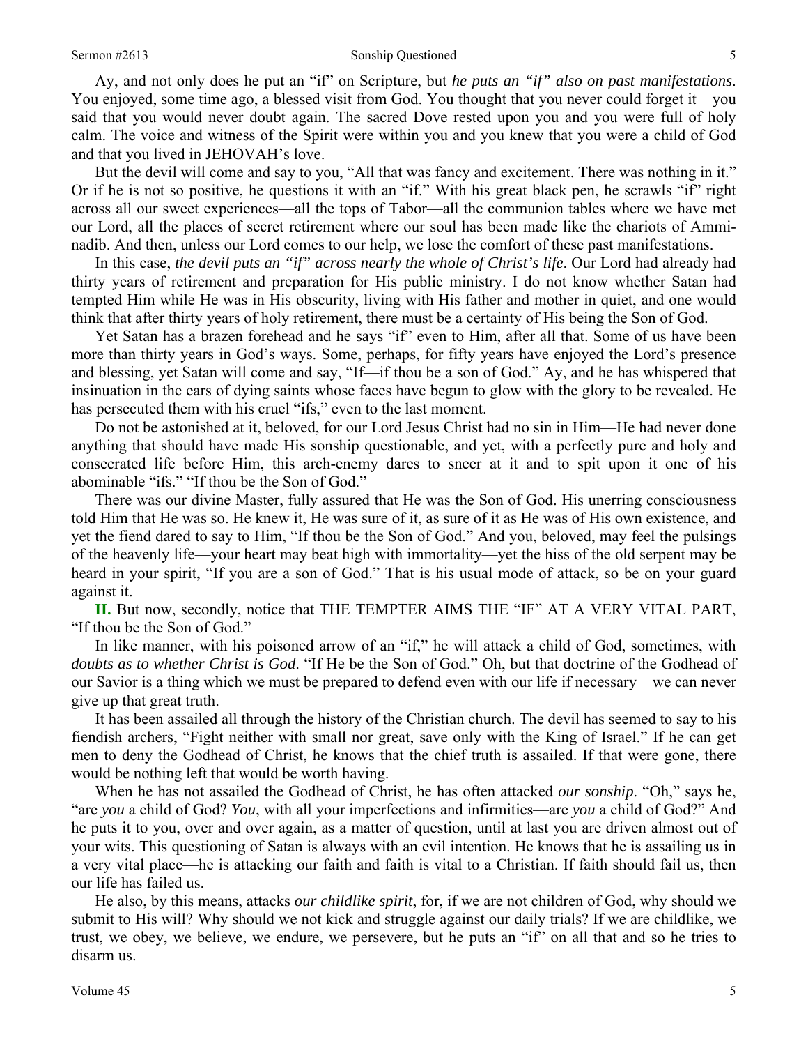Ay, and not only does he put an "if" on Scripture, but *he puts an "if" also on past manifestations*. You enjoyed, some time ago, a blessed visit from God. You thought that you never could forget it—you said that you would never doubt again. The sacred Dove rested upon you and you were full of holy calm. The voice and witness of the Spirit were within you and you knew that you were a child of God and that you lived in JEHOVAH's love.

But the devil will come and say to you, "All that was fancy and excitement. There was nothing in it." Or if he is not so positive, he questions it with an "if." With his great black pen, he scrawls "if" right across all our sweet experiences—all the tops of Tabor—all the communion tables where we have met our Lord, all the places of secret retirement where our soul has been made like the chariots of Ammi-nadib. And then, unless our Lord comes to our help, we lose the comfort of these past manifestations.

In this case, *the devil puts an "if" across nearly the whole of Christ's life*. Our Lord had already had thirty years of retirement and preparation for His public ministry. I do not know whether Satan had tempted Him while He was in His obscurity, living with His father and mother in quiet, and one would think that after thirty years of holy retirement, there must be a certainty of His being the Son of God.

Yet Satan has a brazen forehead and he says "if" even to Him, after all that. Some of us have been more than thirty years in God's ways. Some, perhaps, for fifty years have enjoyed the Lord's presence and blessing, yet Satan will come and say, "If—if thou be a son of God." Ay, and he has whispered that insinuation in the ears of dying saints whose faces have begun to glow with the glory to be revealed. He has persecuted them with his cruel "ifs," even to the last moment.

Do not be astonished at it, beloved, for our Lord Jesus Christ had no sin in Him—He had never done anything that should have made His sonship questionable, and yet, with a perfectly pure and holy and consecrated life before Him, this arch-enemy dares to sneer at it and to spit upon it one of his abominable "ifs." "If thou be the Son of God."

There was our divine Master, fully assured that He was the Son of God. His unerring consciousness told Him that He was so. He knew it, He was sure of it, as sure of it as He was of His own existence, and yet the fiend dared to say to Him, "If thou be the Son of God." And you, beloved, may feel the pulsings of the heavenly life—your heart may beat high with immortality—yet the hiss of the old serpent may be heard in your spirit, "If you are a son of God." That is his usual mode of attack, so be on your guard against it.

**II.** But now, secondly, notice that THE TEMPTER AIMS THE "IF" AT A VERY VITAL PART, "If thou be the Son of God."

In like manner, with his poisoned arrow of an "if," he will attack a child of God, sometimes, with *doubts as to whether Christ is God*. "If He be the Son of God." Oh, but that doctrine of the Godhead of our Savior is a thing which we must be prepared to defend even with our life if necessary—we can never give up that great truth.

It has been assailed all through the history of the Christian church. The devil has seemed to say to his fiendish archers, "Fight neither with small nor great, save only with the King of Israel." If he can get men to deny the Godhead of Christ, he knows that the chief truth is assailed. If that were gone, there would be nothing left that would be worth having.

When he has not assailed the Godhead of Christ, he has often attacked *our sonship*. "Oh," says he, "are *you* a child of God? *You*, with all your imperfections and infirmities—are *you* a child of God?" And he puts it to you, over and over again, as a matter of question, until at last you are driven almost out of your wits. This questioning of Satan is always with an evil intention. He knows that he is assailing us in a very vital place—he is attacking our faith and faith is vital to a Christian. If faith should fail us, then our life has failed us.

He also, by this means, attacks *our childlike spirit*, for, if we are not children of God, why should we submit to His will? Why should we not kick and struggle against our daily trials? If we are childlike, we trust, we obey, we believe, we endure, we persevere, but he puts an "if" on all that and so he tries to disarm us.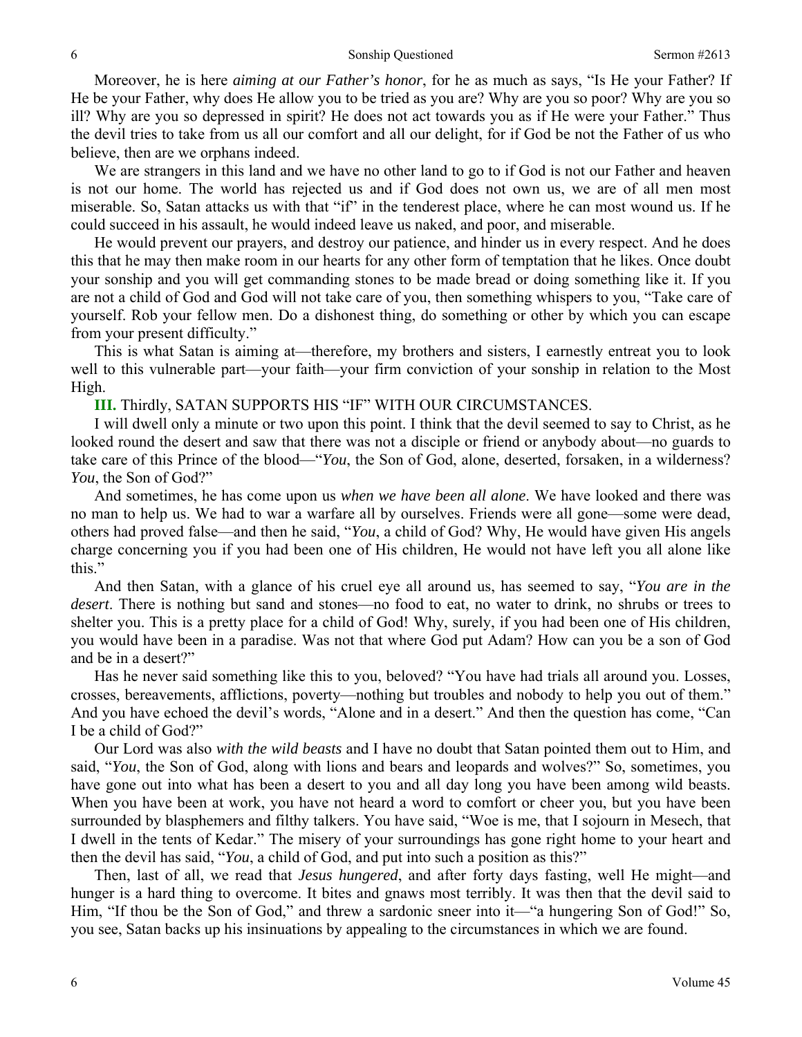Moreover, he is here *aiming at our Father's honor*, for he as much as says, "Is He your Father? If He be your Father, why does He allow you to be tried as you are? Why are you so poor? Why are you so ill? Why are you so depressed in spirit? He does not act towards you as if He were your Father." Thus the devil tries to take from us all our comfort and all our delight, for if God be not the Father of us who believe, then are we orphans indeed.

We are strangers in this land and we have no other land to go to if God is not our Father and heaven is not our home. The world has rejected us and if God does not own us, we are of all men most miserable. So, Satan attacks us with that "if" in the tenderest place, where he can most wound us. If he could succeed in his assault, he would indeed leave us naked, and poor, and miserable.

He would prevent our prayers, and destroy our patience, and hinder us in every respect. And he does this that he may then make room in our hearts for any other form of temptation that he likes. Once doubt your sonship and you will get commanding stones to be made bread or doing something like it. If you are not a child of God and God will not take care of you, then something whispers to you, "Take care of yourself. Rob your fellow men. Do a dishonest thing, do something or other by which you can escape from your present difficulty."

This is what Satan is aiming at—therefore, my brothers and sisters, I earnestly entreat you to look well to this vulnerable part—your faith—your firm conviction of your sonship in relation to the Most High.

**III.** Thirdly, SATAN SUPPORTS HIS "IF" WITH OUR CIRCUMSTANCES.

I will dwell only a minute or two upon this point. I think that the devil seemed to say to Christ, as he looked round the desert and saw that there was not a disciple or friend or anybody about—no guards to take care of this Prince of the blood—"*You*, the Son of God, alone, deserted, forsaken, in a wilderness? *You*, the Son of God?"

And sometimes, he has come upon us *when we have been all alone*. We have looked and there was no man to help us. We had to war a warfare all by ourselves. Friends were all gone—some were dead, others had proved false—and then he said, "*You*, a child of God? Why, He would have given His angels charge concerning you if you had been one of His children, He would not have left you all alone like this."

And then Satan, with a glance of his cruel eye all around us, has seemed to say, "*You are in the desert*. There is nothing but sand and stones—no food to eat, no water to drink, no shrubs or trees to shelter you. This is a pretty place for a child of God! Why, surely, if you had been one of His children, you would have been in a paradise. Was not that where God put Adam? How can you be a son of God and be in a desert?"

Has he never said something like this to you, beloved? "You have had trials all around you. Losses, crosses, bereavements, afflictions, poverty—nothing but troubles and nobody to help you out of them." And you have echoed the devil's words, "Alone and in a desert." And then the question has come, "Can I be a child of God?"

Our Lord was also *with the wild beasts* and I have no doubt that Satan pointed them out to Him, and said, "*You*, the Son of God, along with lions and bears and leopards and wolves?" So, sometimes, you have gone out into what has been a desert to you and all day long you have been among wild beasts. When you have been at work, you have not heard a word to comfort or cheer you, but you have been surrounded by blasphemers and filthy talkers. You have said, "Woe is me, that I sojourn in Mesech, that I dwell in the tents of Kedar." The misery of your surroundings has gone right home to your heart and then the devil has said, "*You*, a child of God, and put into such a position as this?"

Then, last of all, we read that *Jesus hungered*, and after forty days fasting, well He might—and hunger is a hard thing to overcome. It bites and gnaws most terribly. It was then that the devil said to Him, "If thou be the Son of God," and threw a sardonic sneer into it—"a hungering Son of God!" So, you see, Satan backs up his insinuations by appealing to the circumstances in which we are found.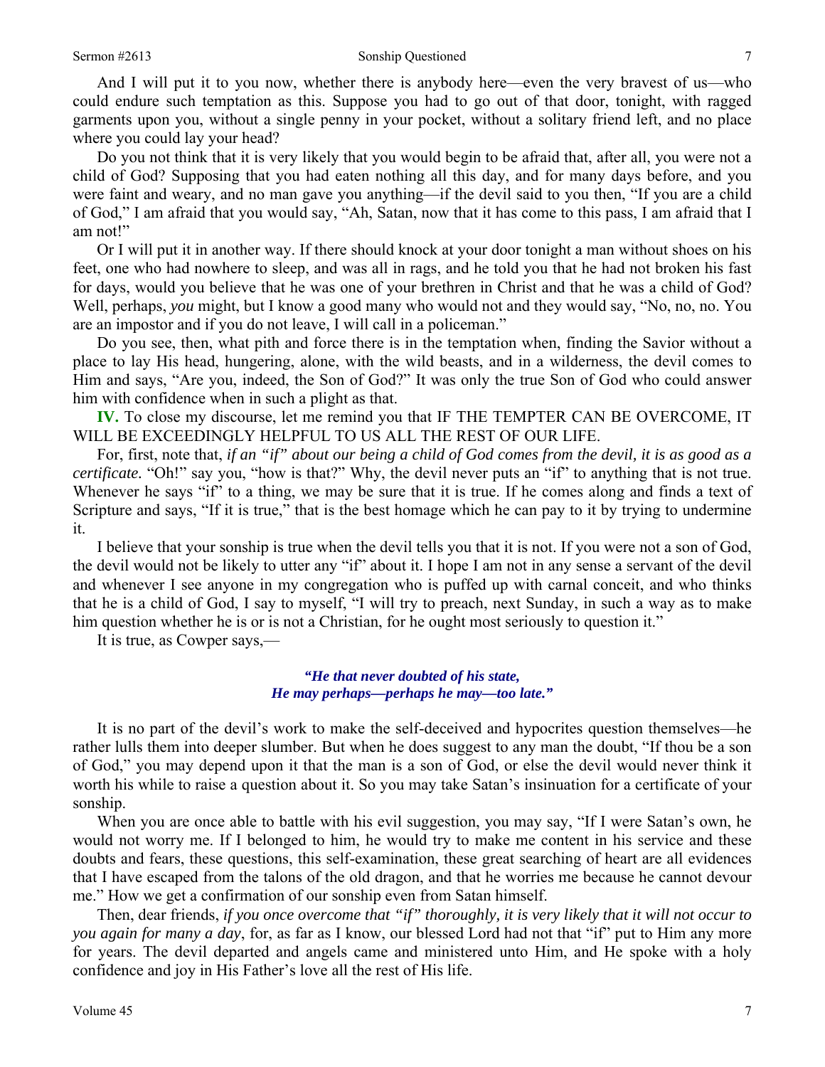And I will put it to you now, whether there is anybody here—even the very bravest of us—who could endure such temptation as this. Suppose you had to go out of that door, tonight, with ragged garments upon you, without a single penny in your pocket, without a solitary friend left, and no place where you could lay your head?

Do you not think that it is very likely that you would begin to be afraid that, after all, you were not a child of God? Supposing that you had eaten nothing all this day, and for many days before, and you were faint and weary, and no man gave you anything—if the devil said to you then, "If you are a child of God," I am afraid that you would say, "Ah, Satan, now that it has come to this pass, I am afraid that I am not!"

Or I will put it in another way. If there should knock at your door tonight a man without shoes on his feet, one who had nowhere to sleep, and was all in rags, and he told you that he had not broken his fast for days, would you believe that he was one of your brethren in Christ and that he was a child of God? Well, perhaps, *you* might, but I know a good many who would not and they would say, "No, no, no. You are an impostor and if you do not leave, I will call in a policeman."

Do you see, then, what pith and force there is in the temptation when, finding the Savior without a place to lay His head, hungering, alone, with the wild beasts, and in a wilderness, the devil comes to Him and says, "Are you, indeed, the Son of God?" It was only the true Son of God who could answer him with confidence when in such a plight as that.

**IV.** To close my discourse, let me remind you that IF THE TEMPTER CAN BE OVERCOME, IT WILL BE EXCEEDINGLY HELPFUL TO US ALL THE REST OF OUR LIFE.

For, first, note that, *if an "if" about our being a child of God comes from the devil, it is as good as a certificate.* "Oh!" say you, "how is that?" Why, the devil never puts an "if" to anything that is not true. Whenever he says "if" to a thing, we may be sure that it is true. If he comes along and finds a text of Scripture and says, "If it is true," that is the best homage which he can pay to it by trying to undermine it.

I believe that your sonship is true when the devil tells you that it is not. If you were not a son of God, the devil would not be likely to utter any "if" about it. I hope I am not in any sense a servant of the devil and whenever I see anyone in my congregation who is puffed up with carnal conceit, and who thinks that he is a child of God, I say to myself, "I will try to preach, next Sunday, in such a way as to make him question whether he is or is not a Christian, for he ought most seriously to question it."

It is true, as Cowper says,—

> ***"He that never doubted of his state,***
> ***He may perhaps—perhaps he may—too late."***

It is no part of the devil's work to make the self-deceived and hypocrites question themselves—he rather lulls them into deeper slumber. But when he does suggest to any man the doubt, "If thou be a son of God," you may depend upon it that the man is a son of God, or else the devil would never think it worth his while to raise a question about it. So you may take Satan's insinuation for a certificate of your sonship.

When you are once able to battle with his evil suggestion, you may say, "If I were Satan's own, he would not worry me. If I belonged to him, he would try to make me content in his service and these doubts and fears, these questions, this self-examination, these great searching of heart are all evidences that I have escaped from the talons of the old dragon, and that he worries me because he cannot devour me." How we get a confirmation of our sonship even from Satan himself.

Then, dear friends, *if you once overcome that "if" thoroughly, it is very likely that it will not occur to you again for many a day*, for, as far as I know, our blessed Lord had not that "if" put to Him any more for years. The devil departed and angels came and ministered unto Him, and He spoke with a holy confidence and joy in His Father's love all the rest of His life.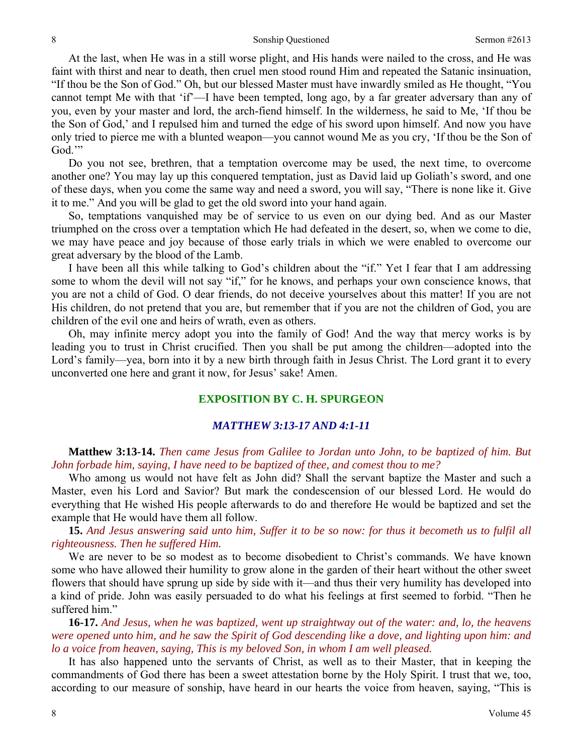At the last, when He was in a still worse plight, and His hands were nailed to the cross, and He was faint with thirst and near to death, then cruel men stood round Him and repeated the Satanic insinuation, "If thou be the Son of God." Oh, but our blessed Master must have inwardly smiled as He thought, "You cannot tempt Me with that 'if'—I have been tempted, long ago, by a far greater adversary than any of you, even by your master and lord, the arch-fiend himself. In the wilderness, he said to Me, 'If thou be the Son of God,' and I repulsed him and turned the edge of his sword upon himself. And now you have only tried to pierce me with a blunted weapon—you cannot wound Me as you cry, 'If thou be the Son of God.'"

Do you not see, brethren, that a temptation overcome may be used, the next time, to overcome another one? You may lay up this conquered temptation, just as David laid up Goliath's sword, and one of these days, when you come the same way and need a sword, you will say, "There is none like it. Give it to me." And you will be glad to get the old sword into your hand again.

So, temptations vanquished may be of service to us even on our dying bed. And as our Master triumphed on the cross over a temptation which He had defeated in the desert, so, when we come to die, we may have peace and joy because of those early trials in which we were enabled to overcome our great adversary by the blood of the Lamb.

I have been all this while talking to God's children about the "if." Yet I fear that I am addressing some to whom the devil will not say "if," for he knows, and perhaps your own conscience knows, that you are not a child of God. O dear friends, do not deceive yourselves about this matter! If you are not His children, do not pretend that you are, but remember that if you are not the children of God, you are children of the evil one and heirs of wrath, even as others.

Oh, may infinite mercy adopt you into the family of God! And the way that mercy works is by leading you to trust in Christ crucified. Then you shall be put among the children—adopted into the Lord's family—yea, born into it by a new birth through faith in Jesus Christ. The Lord grant it to every unconverted one here and grant it now, for Jesus' sake! Amen.

## EXPOSITION BY C. H. SPURGEON

### *MATTHEW 3:13-17 AND 4:1-11*

**Matthew 3:13-14.** *Then came Jesus from Galilee to Jordan unto John, to be baptized of him. But John forbade him, saying, I have need to be baptized of thee, and comest thou to me?*

Who among us would not have felt as John did? Shall the servant baptize the Master and such a Master, even his Lord and Savior? But mark the condescension of our blessed Lord. He would do everything that He wished His people afterwards to do and therefore He would be baptized and set the example that He would have them all follow.

**15.** *And Jesus answering said unto him, Suffer it to be so now: for thus it becometh us to fulfil all righteousness. Then he suffered Him.*

We are never to be so modest as to become disobedient to Christ's commands. We have known some who have allowed their humility to grow alone in the garden of their heart without the other sweet flowers that should have sprung up side by side with it—and thus their very humility has developed into a kind of pride. John was easily persuaded to do what his feelings at first seemed to forbid. "Then he suffered him."

**16-17.** *And Jesus, when he was baptized, went up straightway out of the water: and, lo, the heavens were opened unto him, and he saw the Spirit of God descending like a dove, and lighting upon him: and lo a voice from heaven, saying, This is my beloved Son, in whom I am well pleased.*

It has also happened unto the servants of Christ, as well as to their Master, that in keeping the commandments of God there has been a sweet attestation borne by the Holy Spirit. I trust that we, too, according to our measure of sonship, have heard in our hearts the voice from heaven, saying, "This is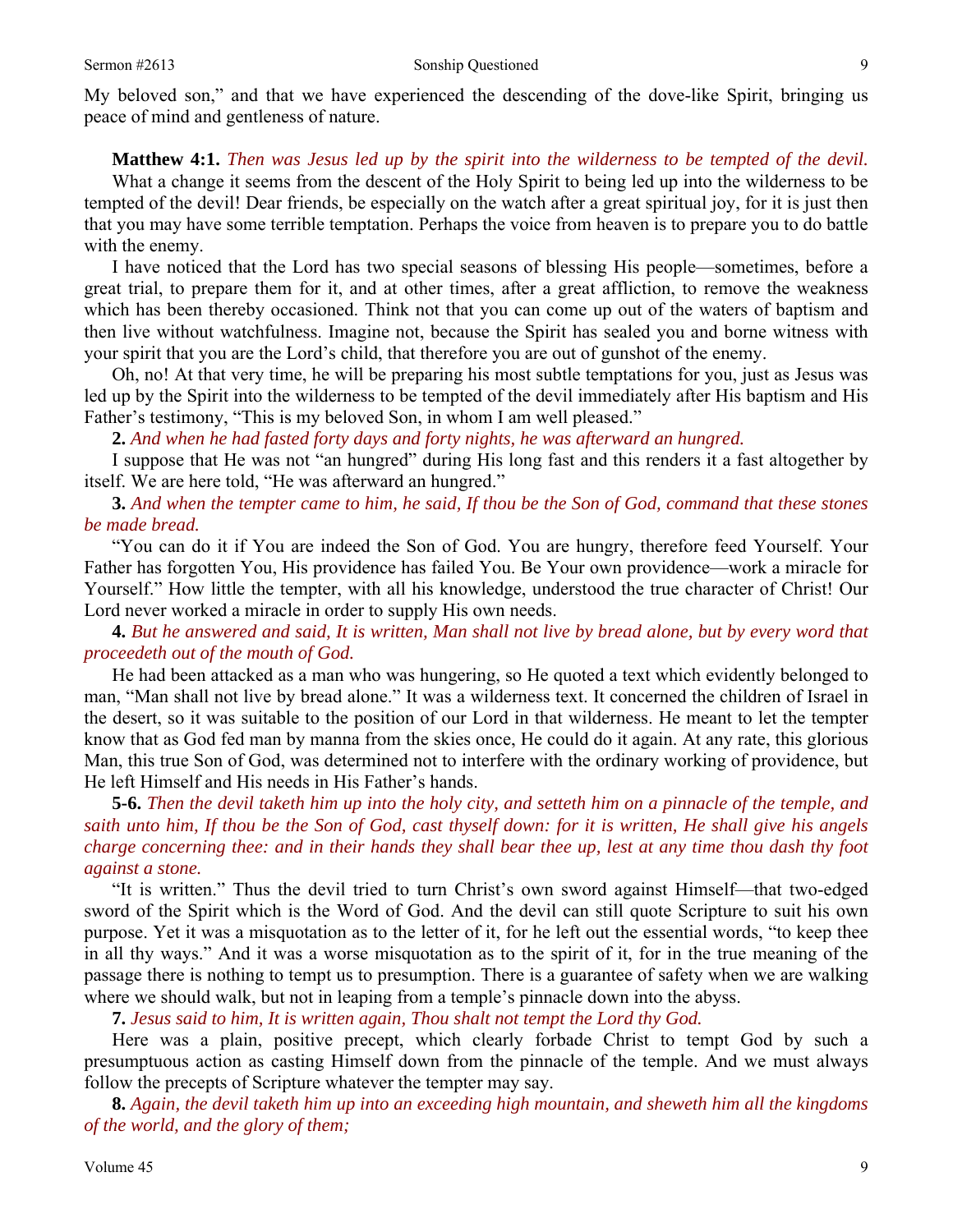My beloved son," and that we have experienced the descending of the dove-like Spirit, bringing us peace of mind and gentleness of nature.

**Matthew 4:1.** *Then was Jesus led up by the spirit into the wilderness to be tempted of the devil.*

What a change it seems from the descent of the Holy Spirit to being led up into the wilderness to be tempted of the devil! Dear friends, be especially on the watch after a great spiritual joy, for it is just then that you may have some terrible temptation. Perhaps the voice from heaven is to prepare you to do battle with the enemy.

I have noticed that the Lord has two special seasons of blessing His people—sometimes, before a great trial, to prepare them for it, and at other times, after a great affliction, to remove the weakness which has been thereby occasioned. Think not that you can come up out of the waters of baptism and then live without watchfulness. Imagine not, because the Spirit has sealed you and borne witness with your spirit that you are the Lord's child, that therefore you are out of gunshot of the enemy.

Oh, no! At that very time, he will be preparing his most subtle temptations for you, just as Jesus was led up by the Spirit into the wilderness to be tempted of the devil immediately after His baptism and His Father's testimony, "This is my beloved Son, in whom I am well pleased."

**2.** *And when he had fasted forty days and forty nights, he was afterward an hungred.*

I suppose that He was not "an hungred" during His long fast and this renders it a fast altogether by itself. We are here told, "He was afterward an hungred."

**3.** *And when the tempter came to him, he said, If thou be the Son of God, command that these stones be made bread.*

"You can do it if You are indeed the Son of God. You are hungry, therefore feed Yourself. Your Father has forgotten You, His providence has failed You. Be Your own providence—work a miracle for Yourself." How little the tempter, with all his knowledge, understood the true character of Christ! Our Lord never worked a miracle in order to supply His own needs.

**4.** *But he answered and said, It is written, Man shall not live by bread alone, but by every word that proceedeth out of the mouth of God.*

He had been attacked as a man who was hungering, so He quoted a text which evidently belonged to man, "Man shall not live by bread alone." It was a wilderness text. It concerned the children of Israel in the desert, so it was suitable to the position of our Lord in that wilderness. He meant to let the tempter know that as God fed man by manna from the skies once, He could do it again. At any rate, this glorious Man, this true Son of God, was determined not to interfere with the ordinary working of providence, but He left Himself and His needs in His Father's hands.

**5-6.** *Then the devil taketh him up into the holy city, and setteth him on a pinnacle of the temple, and saith unto him, If thou be the Son of God, cast thyself down: for it is written, He shall give his angels charge concerning thee: and in their hands they shall bear thee up, lest at any time thou dash thy foot against a stone.*

"It is written." Thus the devil tried to turn Christ's own sword against Himself—that two-edged sword of the Spirit which is the Word of God. And the devil can still quote Scripture to suit his own purpose. Yet it was a misquotation as to the letter of it, for he left out the essential words, "to keep thee in all thy ways." And it was a worse misquotation as to the spirit of it, for in the true meaning of the passage there is nothing to tempt us to presumption. There is a guarantee of safety when we are walking where we should walk, but not in leaping from a temple's pinnacle down into the abyss.

**7.** *Jesus said to him, It is written again, Thou shalt not tempt the Lord thy God.*

Here was a plain, positive precept, which clearly forbade Christ to tempt God by such a presumptuous action as casting Himself down from the pinnacle of the temple. And we must always follow the precepts of Scripture whatever the tempter may say.

**8.** *Again, the devil taketh him up into an exceeding high mountain, and sheweth him all the kingdoms of the world, and the glory of them;*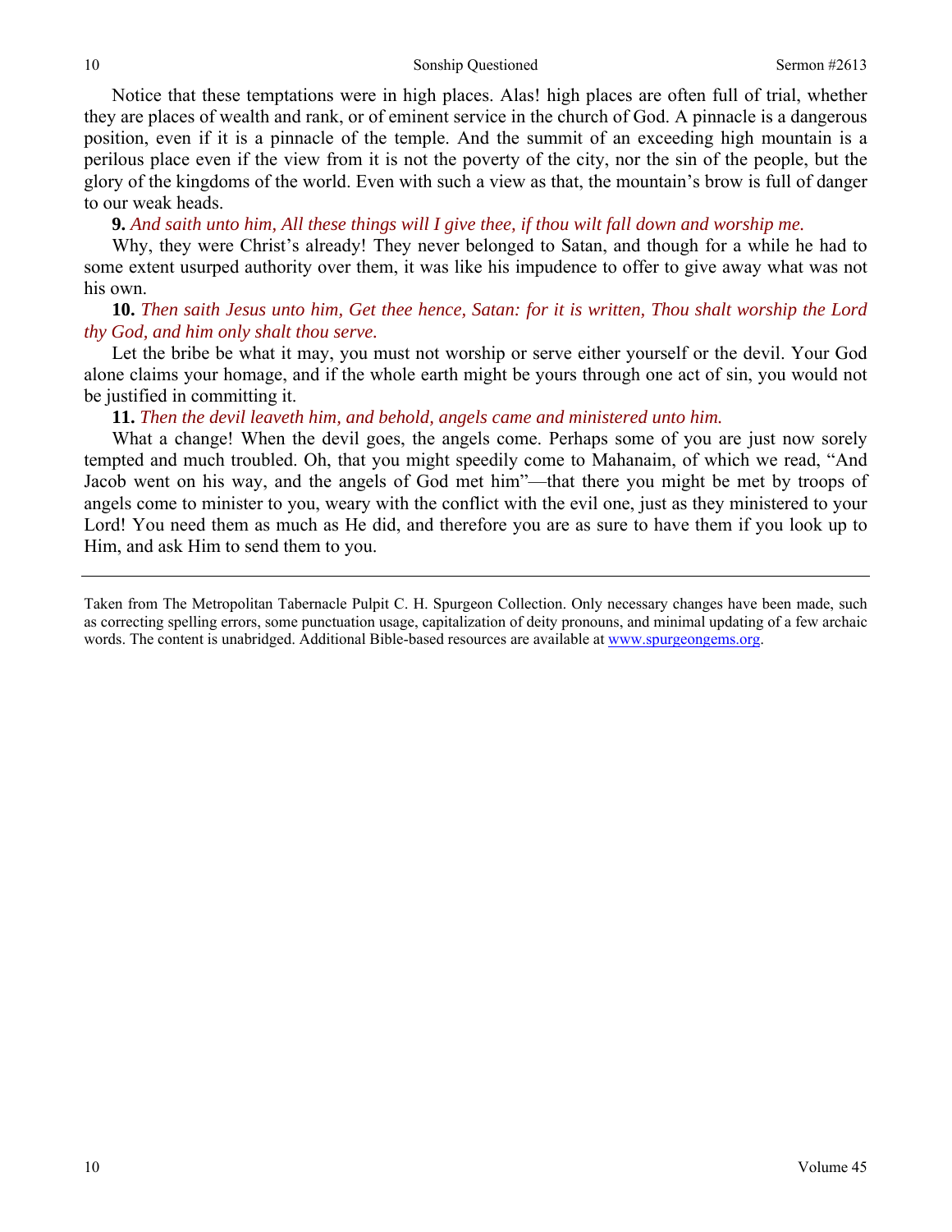Notice that these temptations were in high places. Alas! high places are often full of trial, whether they are places of wealth and rank, or of eminent service in the church of God. A pinnacle is a dangerous position, even if it is a pinnacle of the temple. And the summit of an exceeding high mountain is a perilous place even if the view from it is not the poverty of the city, nor the sin of the people, but the glory of the kingdoms of the world. Even with such a view as that, the mountain's brow is full of danger to our weak heads.

**9.** *And saith unto him, All these things will I give thee, if thou wilt fall down and worship me.*

Why, they were Christ's already! They never belonged to Satan, and though for a while he had to some extent usurped authority over them, it was like his impudence to offer to give away what was not his own.

**10.** *Then saith Jesus unto him, Get thee hence, Satan: for it is written, Thou shalt worship the Lord thy God, and him only shalt thou serve.*

Let the bribe be what it may, you must not worship or serve either yourself or the devil. Your God alone claims your homage, and if the whole earth might be yours through one act of sin, you would not be justified in committing it.

**11.** *Then the devil leaveth him, and behold, angels came and ministered unto him.*

What a change! When the devil goes, the angels come. Perhaps some of you are just now sorely tempted and much troubled. Oh, that you might speedily come to Mahanaim, of which we read, "And Jacob went on his way, and the angels of God met him"—that there you might be met by troops of angels come to minister to you, weary with the conflict with the evil one, just as they ministered to your Lord! You need them as much as He did, and therefore you are as sure to have them if you look up to Him, and ask Him to send them to you.

---

Taken from The Metropolitan Tabernacle Pulpit C. H. Spurgeon Collection. Only necessary changes have been made, such as correcting spelling errors, some punctuation usage, capitalization of deity pronouns, and minimal updating of a few archaic words. The content is unabridged. Additional Bible-based resources are available at www.spurgeongems.org.